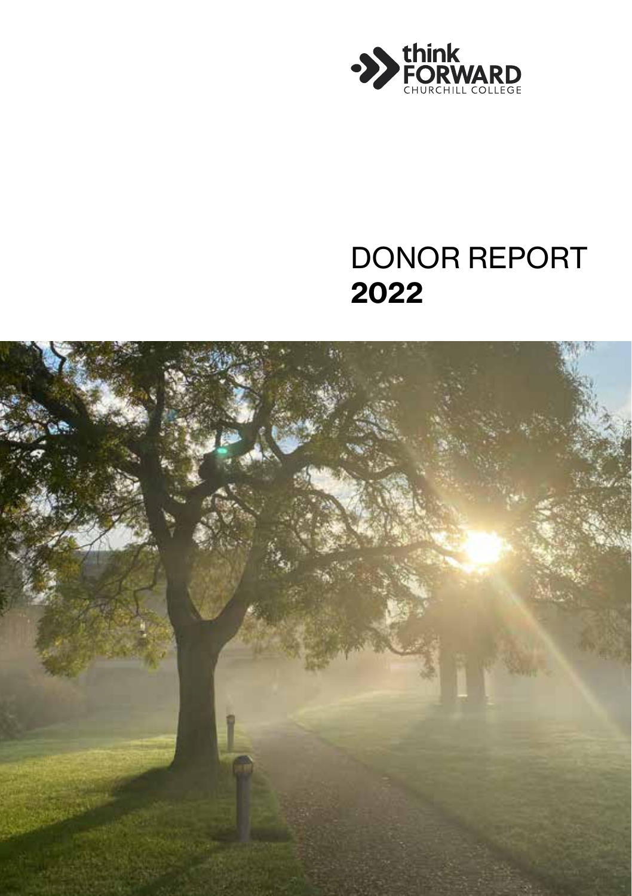think FORWARD
CHURCHILL COLLEGE

# DONOR REPORT **2022**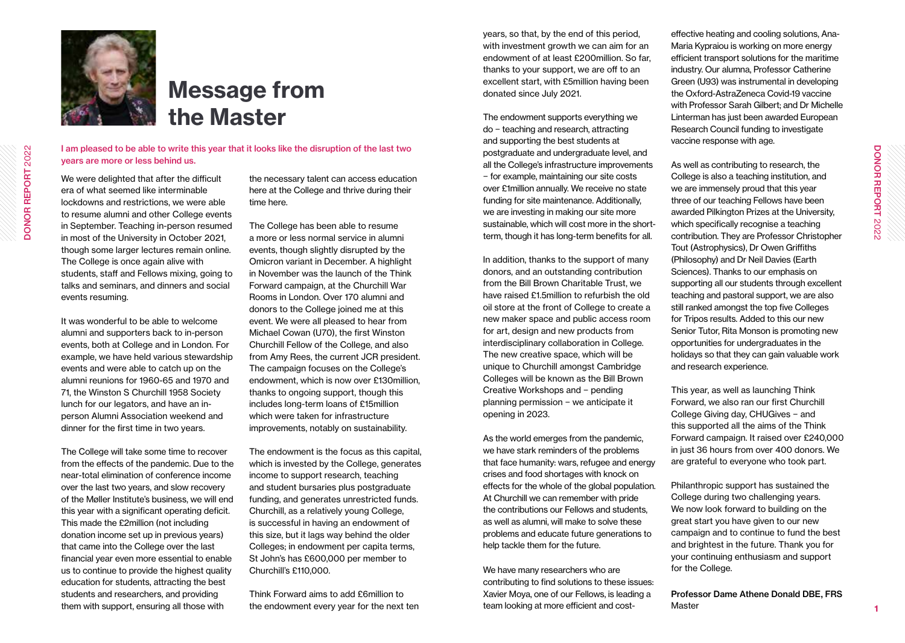# Message from the Master

**I am pleased to be able to write this year that it looks like the disruption of the last two years are more or less behind us.**

We were delighted that after the difficult era of what seemed like interminable lockdowns and restrictions, we were able to resume alumni and other College events in September. Teaching in-person resumed in most of the University in October 2021, though some larger lectures remain online. The College is once again alive with students, staff and Fellows mixing, going to talks and seminars, and dinners and social events resuming.

It was wonderful to be able to welcome alumni and supporters back to in-person events, both at College and in London. For example, we have held various stewardship events and were able to catch up on the alumni reunions for 1960-65 and 1970 and 71, the Winston S Churchill 1958 Society lunch for our legators, and have an in-person Alumni Association weekend and dinner for the first time in two years.

The College will take some time to recover from the effects of the pandemic. Due to the near-total elimination of conference income over the last two years, and slow recovery of the Møller Institute's business, we will end this year with a significant operating deficit. This made the £2million (not including donation income set up in previous years) that came into the College over the last financial year even more essential to enable us to continue to provide the highest quality education for students, attracting the best students and researchers, and providing them with support, ensuring all those with the necessary talent can access education here at the College and thrive during their time here.

The College has been able to resume a more or less normal service in alumni events, though slightly disrupted by the Omicron variant in December. A highlight in November was the launch of the Think Forward campaign, at the Churchill War Rooms in London. Over 170 alumni and donors to the College joined me at this event. We were all pleased to hear from Michael Cowan (U70), the first Winston Churchill Fellow of the College, and also from Amy Rees, the current JCR president. The campaign focuses on the College's endowment, which is now over £130million, thanks to ongoing support, though this includes long-term loans of £15million which were taken for infrastructure improvements, notably on sustainability.

The endowment is the focus as this capital, which is invested by the College, generates income to support research, teaching and student bursaries plus postgraduate funding, and generates unrestricted funds. Churchill, as a relatively young College, is successful in having an endowment of this size, but it lags way behind the older Colleges; in endowment per capita terms, St John's has £600,000 per member to Churchill's £110,000.

Think Forward aims to add £6million to the endowment every year for the next ten years, so that, by the end of this period, with investment growth we can aim for an endowment of at least £200million. So far, thanks to your support, we are off to an excellent start, with £5million having been donated since July 2021.

The endowment supports everything we do – teaching and research, attracting and supporting the best students at postgraduate and undergraduate level, and all the College's infrastructure improvements – for example, maintaining our site costs over £1million annually. We receive no state funding for site maintenance. Additionally, we are investing in making our site more sustainable, which will cost more in the short-term, though it has long-term benefits for all.

In addition, thanks to the support of many donors, and an outstanding contribution from the Bill Brown Charitable Trust, we have raised £1.5million to refurbish the old oil store at the front of College to create a new maker space and public access room for art, design and new products from interdisciplinary collaboration in College. The new creative space, which will be unique to Churchill amongst Cambridge Colleges will be known as the Bill Brown Creative Workshops and – pending planning permission – we anticipate it opening in 2023.

As the world emerges from the pandemic, we have stark reminders of the problems that face humanity: wars, refugee and energy crises and food shortages with knock on effects for the whole of the global population. At Churchill we can remember with pride the contributions our Fellows and students, as well as alumni, will make to solve these problems and educate future generations to help tackle them for the future.

We have many researchers who are contributing to find solutions to these issues: Xavier Moya, one of our Fellows, is leading a team looking at more efficient and cost-effective heating and cooling solutions, Ana-Maria Kypraiou is working on more energy efficient transport solutions for the maritime industry. Our alumna, Professor Catherine Green (U93) was instrumental in developing the Oxford-AstraZeneca Covid-19 vaccine with Professor Sarah Gilbert; and Dr Michelle Linterman has just been awarded European Research Council funding to investigate vaccine response with age.

As well as contributing to research, the College is also a teaching institution, and we are immensely proud that this year three of our teaching Fellows have been awarded Pilkington Prizes at the University, which specifically recognise a teaching contribution. They are Professor Christopher Tout (Astrophysics), Dr Owen Griffiths (Philosophy) and Dr Neil Davies (Earth Sciences). Thanks to our emphasis on supporting all our students through excellent teaching and pastoral support, we are also still ranked amongst the top five Colleges for Tripos results. Added to this our new Senior Tutor, Rita Monson is promoting new opportunities for undergraduates in the holidays so that they can gain valuable work and research experience.

This year, as well as launching Think Forward, we also ran our first Churchill College Giving day, CHUGives – and this supported all the aims of the Think Forward campaign. It raised over £240,000 in just 36 hours from over 400 donors. We are grateful to everyone who took part.

Philanthropic support has sustained the College during two challenging years. We now look forward to building on the great start you have given to our new campaign and to continue to fund the best and brightest in the future. Thank you for your continuing enthusiasm and support for the College.

**Professor Dame Athene Donald DBE, FRS**
Master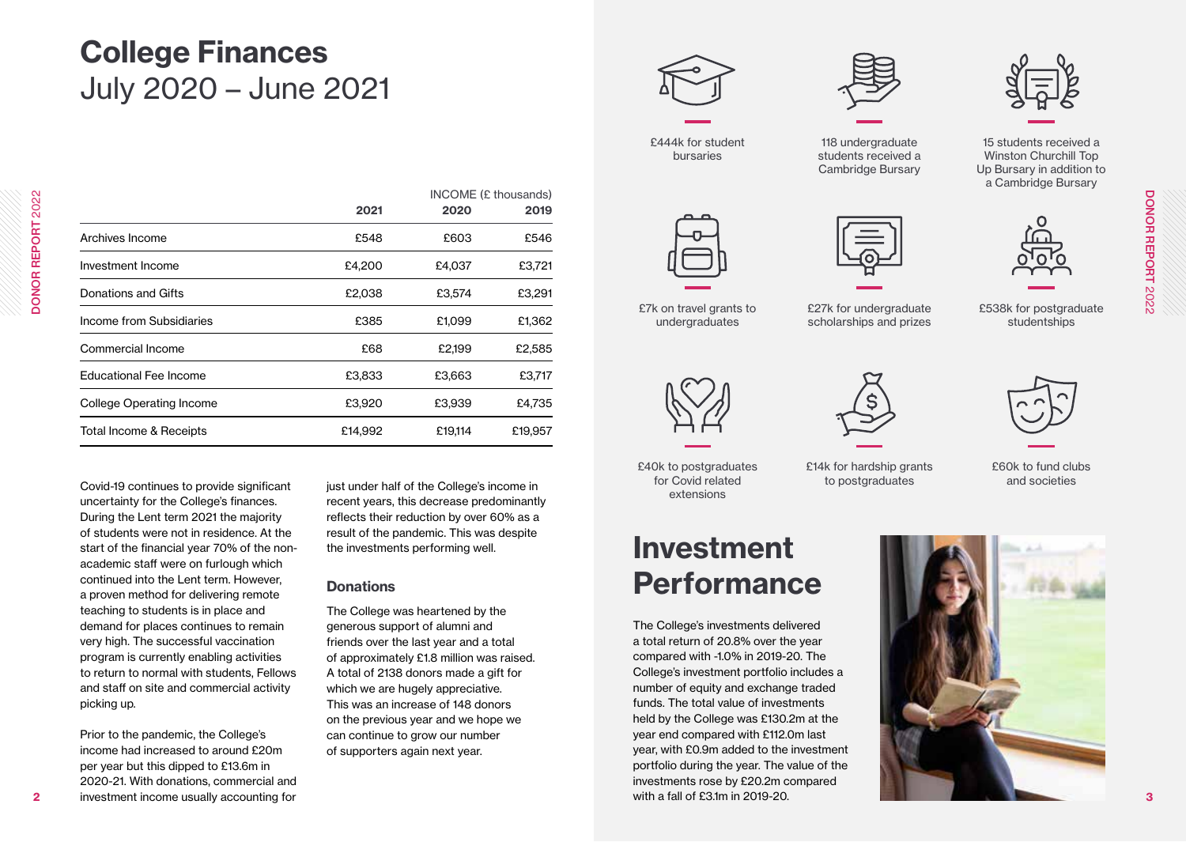# College Finances
## July 2020 – June 2021

| | INCOME (£ thousands) | | |
|---|---|---|---|
| | **2021** | **2020** | **2019** |
| Archives Income | £548 | £603 | £546 |
| Investment Income | £4,200 | £4,037 | £3,721 |
| Donations and Gifts | £2,038 | £3,574 | £3,291 |
| Income from Subsidiaries | £385 | £1,099 | £1,362 |
| Commercial Income | £68 | £2,199 | £2,585 |
| Educational Fee Income | £3,833 | £3,663 | £3,717 |
| College Operating Income | £3,920 | £3,939 | £4,735 |
| Total Income & Receipts | £14,992 | £19,114 | £19,957 |

Covid-19 continues to provide significant uncertainty for the College's finances. During the Lent term 2021 the majority of students were not in residence. At the start of the financial year 70% of the non-academic staff were on furlough which continued into the Lent term. However, a proven method for delivering remote teaching to students is in place and demand for places continues to remain very high. The successful vaccination program is currently enabling activities to return to normal with students, Fellows and staff on site and commercial activity picking up.

Prior to the pandemic, the College's income had increased to around £20m per year but this dipped to £13.6m in 2020-21. With donations, commercial and investment income usually accounting for just under half of the College's income in recent years, this decrease predominantly reflects their reduction by over 60% as a result of the pandemic. This was despite the investments performing well.

### Donations

The College was heartened by the generous support of alumni and friends over the last year and a total of approximately £1.8 million was raised. A total of 2138 donors made a gift for which we are hugely appreciative. This was an increase of 148 donors on the previous year and we hope we can continue to grow our number of supporters again next year.

£444k for student bursaries

118 undergraduate students received a Cambridge Bursary

15 students received a Winston Churchill Top Up Bursary in addition to a Cambridge Bursary

£7k on travel grants to undergraduates

£27k for undergraduate scholarships and prizes

£538k for postgraduate studentships

£40k to postgraduates for Covid related extensions

£14k for hardship grants to postgraduates

£60k to fund clubs and societies

# Investment Performance

The College's investments delivered a total return of 20.8% over the year compared with -1.0% in 2019-20. The College's investment portfolio includes a number of equity and exchange traded funds. The total value of investments held by the College was £130.2m at the year end compared with £112.0m last year, with £0.9m added to the investment portfolio during the year. The value of the investments rose by £20.2m compared with a fall of £3.1m in 2019-20.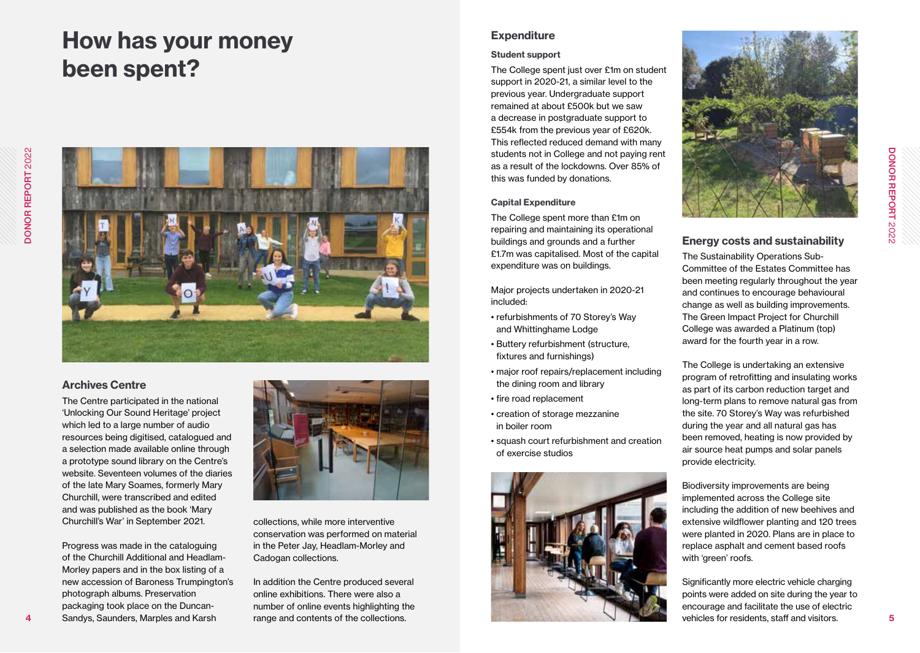# How has your money been spent?

### Archives Centre

The Centre participated in the national 'Unlocking Our Sound Heritage' project which led to a large number of audio resources being digitised, catalogued and a selection made available online through a prototype sound library on the Centre's website. Seventeen volumes of the diaries of the late Mary Soames, formerly Mary Churchill, were transcribed and edited and was published as the book 'Mary Churchill's War' in September 2021.

Progress was made in the cataloguing of the Churchill Additional and Headlam-Morley papers and in the box listing of a new accession of Baroness Trumpington's photograph albums. Preservation packaging took place on the Duncan-Sandys, Saunders, Marples and Karsh collections, while more interventive conservation was performed on material in the Peter Jay, Headlam-Morley and Cadogan collections.

In addition the Centre produced several online exhibitions. There were also a number of online events highlighting the range and contents of the collections.

## Expenditure

#### Student support

The College spent just over £1m on student support in 2020-21, a similar level to the previous year. Undergraduate support remained at about £500k but we saw a decrease in postgraduate support to £554k from the previous year of £620k. This reflected reduced demand with many students not in College and not paying rent as a result of the lockdowns. Over 85% of this was funded by donations.

#### Capital Expenditure

The College spent more than £1m on repairing and maintaining its operational buildings and grounds and a further £1.7m was capitalised. Most of the capital expenditure was on buildings.

Major projects undertaken in 2020-21 included:

- refurbishments of 70 Storey's Way and Whittinghame Lodge
- Buttery refurbishment (structure, fixtures and furnishings)
- major roof repairs/replacement including the dining room and library
- fire road replacement
- creation of storage mezzanine in boiler room
- squash court refurbishment and creation of exercise studios

### Energy costs and sustainability

The Sustainability Operations Sub-Committee of the Estates Committee has been meeting regularly throughout the year and continues to encourage behavioural change as well as building improvements. The Green Impact Project for Churchill College was awarded a Platinum (top) award for the fourth year in a row.

The College is undertaking an extensive program of retrofitting and insulating works as part of its carbon reduction target and long-term plans to remove natural gas from the site. 70 Storey's Way was refurbished during the year and all natural gas has been removed, heating is now provided by air source heat pumps and solar panels provide electricity.

Biodiversity improvements are being implemented across the College site including the addition of new beehives and extensive wildflower planting and 120 trees were planted in 2020. Plans are in place to replace asphalt and cement based roofs with 'green' roofs.

Significantly more electric vehicle charging points were added on site during the year to encourage and facilitate the use of electric vehicles for residents, staff and visitors.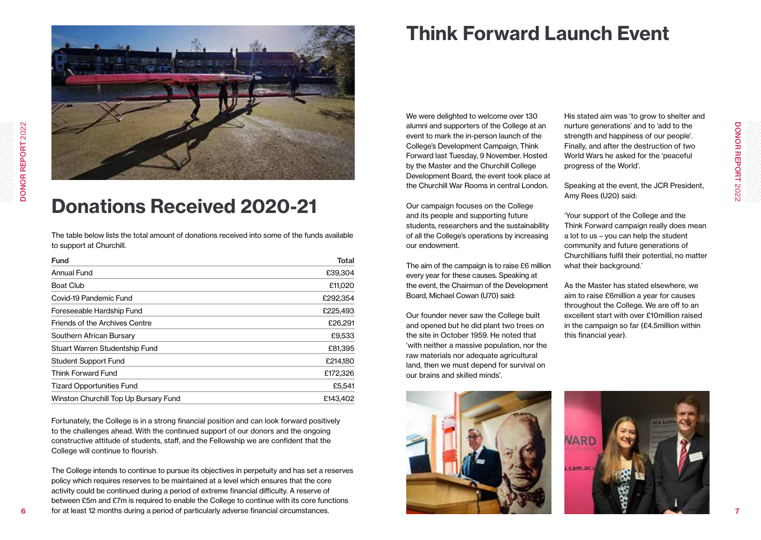## Donations Received 2020-21

The table below lists the total amount of donations received into some of the funds available to support at Churchill.

| Fund | Total |
| --- | --- |
| Annual Fund | £39,304 |
| Boat Club | £11,020 |
| Covid-19 Pandemic Fund | £292,354 |
| Foreseeable Hardship Fund | £225,493 |
| Friends of the Archives Centre | £26,291 |
| Southern African Bursary | £9,533 |
| Stuart Warren Studentship Fund | £81,395 |
| Student Support Fund | £214,180 |
| Think Forward Fund | £172,326 |
| Tizard Opportunities Fund | £5,541 |
| Winston Churchill Top Up Bursary Fund | £143,402 |

Fortunately, the College is in a strong financial position and can look forward positively to the challenges ahead. With the continued support of our donors and the ongoing constructive attitude of students, staff, and the Fellowship we are confident that the College will continue to flourish.

The College intends to continue to pursue its objectives in perpetuity and has set a reserves policy which requires reserves to be maintained at a level which ensures that the core activity could be continued during a period of extreme financial difficulty. A reserve of between £5m and £7m is required to enable the College to continue with its core functions for at least 12 months during a period of particularly adverse financial circumstances.

## Think Forward Launch Event

We were delighted to welcome over 130 alumni and supporters of the College at an event to mark the in-person launch of the College's Development Campaign, Think Forward last Tuesday, 9 November. Hosted by the Master and the Churchill College Development Board, the event took place at the Churchill War Rooms in central London.

Our campaign focuses on the College and its people and supporting future students, researchers and the sustainability of all the College's operations by increasing our endowment.

The aim of the campaign is to raise £6 million every year for these causes. Speaking at the event, the Chairman of the Development Board, Michael Cowan (U70) said:

Our founder never saw the College built and opened but he did plant two trees on the site in October 1959. He noted that 'with neither a massive population, nor the raw materials nor adequate agricultural land, then we must depend for survival on our brains and skilled minds'.

His stated aim was 'to grow to shelter and nurture generations' and to 'add to the strength and happiness of our people'. Finally, and after the destruction of two World Wars he asked for the 'peaceful progress of the World'.

Speaking at the event, the JCR President, Amy Rees (U20) said:

'Your support of the College and the Think Forward campaign really does mean a lot to us – you can help the student community and future generations of Churchillians fulfil their potential, no matter what their background.'

As the Master has stated elsewhere, we aim to raise £6million a year for causes throughout the College. We are off to an excellent start with over £10million raised in the campaign so far (£4.5million within this financial year).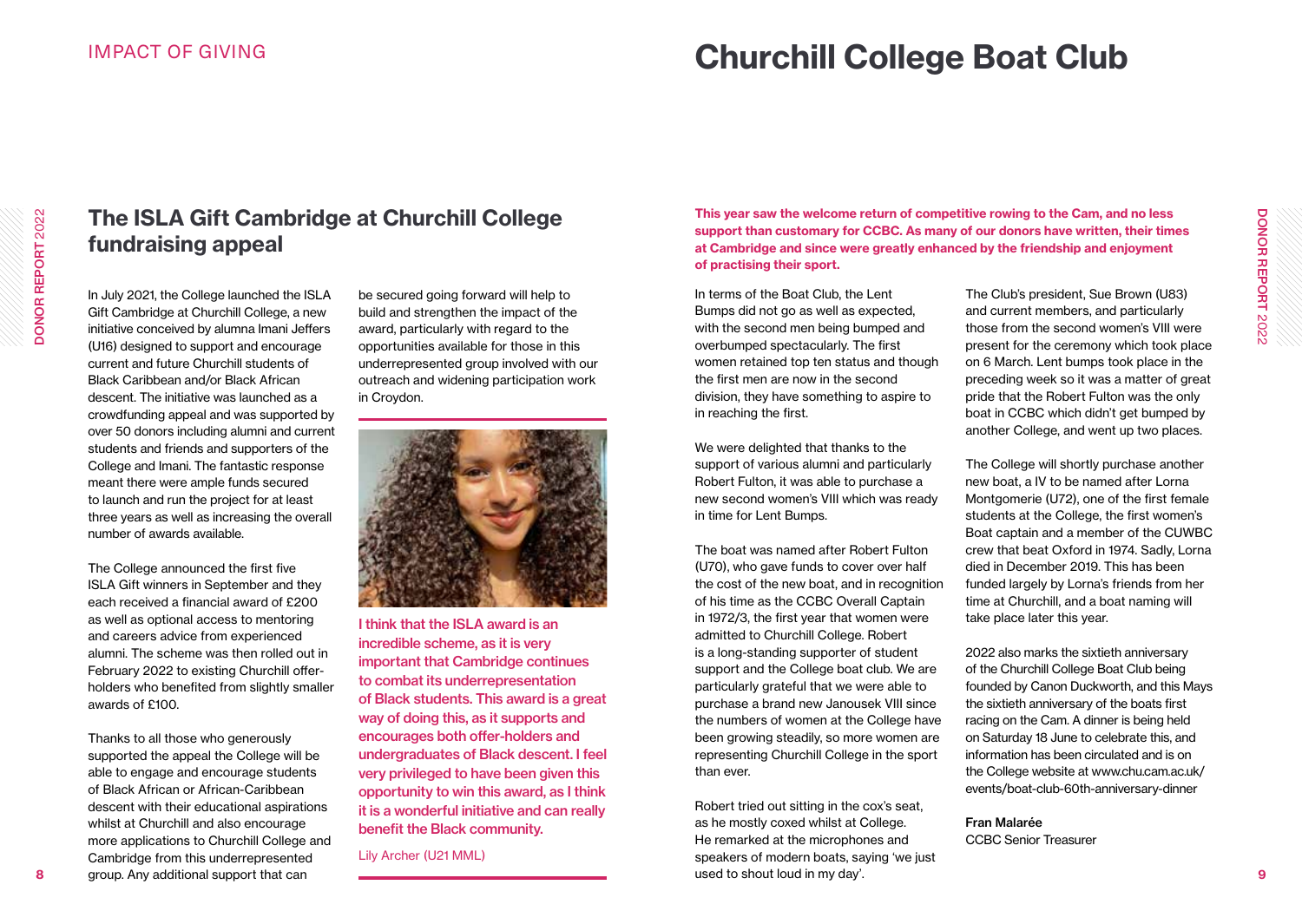IMPACT OF GIVING

## The ISLA Gift Cambridge at Churchill College fundraising appeal

In July 2021, the College launched the ISLA Gift Cambridge at Churchill College, a new initiative conceived by alumna Imani Jeffers (U16) designed to support and encourage current and future Churchill students of Black Caribbean and/or Black African descent. The initiative was launched as a crowdfunding appeal and was supported by over 50 donors including alumni and current students and friends and supporters of the College and Imani. The fantastic response meant there were ample funds secured to launch and run the project for at least three years as well as increasing the overall number of awards available.

The College announced the first five ISLA Gift winners in September and they each received a financial award of £200 as well as optional access to mentoring and careers advice from experienced alumni. The scheme was then rolled out in February 2022 to existing Churchill offer-holders who benefited from slightly smaller awards of £100.

Thanks to all those who generously supported the appeal the College will be able to engage and encourage students of Black African or African-Caribbean descent with their educational aspirations whilst at Churchill and also encourage more applications to Churchill College and Cambridge from this underrepresented group. Any additional support that can be secured going forward will help to build and strengthen the impact of the award, particularly with regard to the opportunities available for those in this underrepresented group involved with our outreach and widening participation work in Croydon.

**I think that the ISLA award is an incredible scheme, as it is very important that Cambridge continues to combat its underrepresentation of Black students. This award is a great way of doing this, as it supports and encourages both offer-holders and undergraduates of Black descent. I feel very privileged to have been given this opportunity to win this award, as I think it is a wonderful initiative and can really benefit the Black community.**

Lily Archer (U21 MML)

# Churchill College Boat Club

**This year saw the welcome return of competitive rowing to the Cam, and no less support than customary for CCBC. As many of our donors have written, their times at Cambridge and since were greatly enhanced by the friendship and enjoyment of practising their sport.**

In terms of the Boat Club, the Lent Bumps did not go as well as expected, with the second men being bumped and overbumped spectacularly. The first women retained top ten status and though the first men are now in the second division, they have something to aspire to in reaching the first.

We were delighted that thanks to the support of various alumni and particularly Robert Fulton, it was able to purchase a new second women's VIII which was ready in time for Lent Bumps.

The boat was named after Robert Fulton (U70), who gave funds to cover over half the cost of the new boat, and in recognition of his time as the CCBC Overall Captain in 1972/3, the first year that women were admitted to Churchill College. Robert is a long-standing supporter of student support and the College boat club. We are particularly grateful that we were able to purchase a brand new Janousek VIII since the numbers of women at the College have been growing steadily, so more women are representing Churchill College in the sport than ever.

Robert tried out sitting in the cox's seat, as he mostly coxed whilst at College. He remarked at the microphones and speakers of modern boats, saying 'we just used to shout loud in my day'.

The Club's president, Sue Brown (U83) and current members, and particularly those from the second women's VIII were present for the ceremony which took place on 6 March. Lent bumps took place in the preceding week so it was a matter of great pride that the Robert Fulton was the only boat in CCBC which didn't get bumped by another College, and went up two places.

The College will shortly purchase another new boat, a IV to be named after Lorna Montgomerie (U72), one of the first female students at the College, the first women's Boat captain and a member of the CUWBC crew that beat Oxford in 1974. Sadly, Lorna died in December 2019. This has been funded largely by Lorna's friends from her time at Churchill, and a boat naming will take place later this year.

2022 also marks the sixtieth anniversary of the Churchill College Boat Club being founded by Canon Duckworth, and this Mays the sixtieth anniversary of the boats first racing on the Cam. A dinner is being held on Saturday 18 June to celebrate this, and information has been circulated and is on the College website at www.chu.cam.ac.uk/events/boat-club-60th-anniversary-dinner

**Fran Malarée**
CCBC Senior Treasurer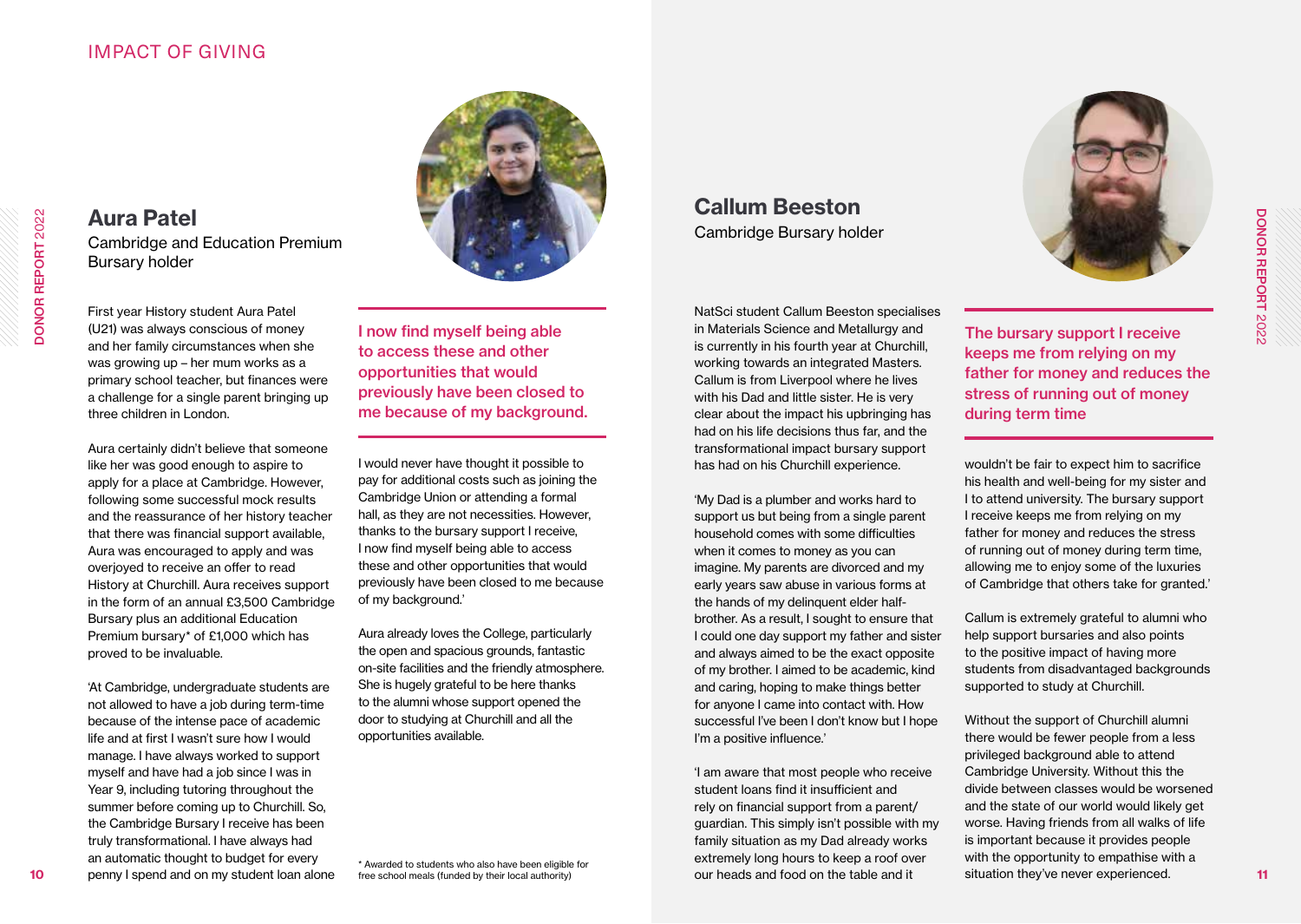## IMPACT OF GIVING

## Aura Patel

Cambridge and Education Premium Bursary holder

First year History student Aura Patel (U21) was always conscious of money and her family circumstances when she was growing up – her mum works as a primary school teacher, but finances were a challenge for a single parent bringing up three children in London.

Aura certainly didn't believe that someone like her was good enough to aspire to apply for a place at Cambridge. However, following some successful mock results and the reassurance of her history teacher that there was financial support available, Aura was encouraged to apply and was overjoyed to receive an offer to read History at Churchill. Aura receives support in the form of an annual £3,500 Cambridge Bursary plus an additional Education Premium bursary* of £1,000 which has proved to be invaluable.

'At Cambridge, undergraduate students are not allowed to have a job during term-time because of the intense pace of academic life and at first I wasn't sure how I would manage. I have always worked to support myself and have had a job since I was in Year 9, including tutoring throughout the summer before coming up to Churchill. So, the Cambridge Bursary I receive has been truly transformational. I have always had an automatic thought to budget for every penny I spend and on my student loan alone

**I now find myself being able to access these and other opportunities that would previously have been closed to me because of my background.**

I would never have thought it possible to pay for additional costs such as joining the Cambridge Union or attending a formal hall, as they are not necessities. However, thanks to the bursary support I receive, I now find myself being able to access these and other opportunities that would previously have been closed to me because of my background.'

Aura already loves the College, particularly the open and spacious grounds, fantastic on-site facilities and the friendly atmosphere. She is hugely grateful to be here thanks to the alumni whose support opened the door to studying at Churchill and all the opportunities available.

\* Awarded to students who also have been eligible for free school meals (funded by their local authority)

## Callum Beeston

Cambridge Bursary holder

NatSci student Callum Beeston specialises in Materials Science and Metallurgy and is currently in his fourth year at Churchill, working towards an integrated Masters. Callum is from Liverpool where he lives with his Dad and little sister. He is very clear about the impact his upbringing has had on his life decisions thus far, and the transformational impact bursary support has had on his Churchill experience.

'My Dad is a plumber and works hard to support us but being from a single parent household comes with some difficulties when it comes to money as you can imagine. My parents are divorced and my early years saw abuse in various forms at the hands of my delinquent elder half-brother. As a result, I sought to ensure that I could one day support my father and sister and always aimed to be the exact opposite of my brother. I aimed to be academic, kind and caring, hoping to make things better for anyone I came into contact with. How successful I've been I don't know but I hope I'm a positive influence.'

'I am aware that most people who receive student loans find it insufficient and rely on financial support from a parent/guardian. This simply isn't possible with my family situation as my Dad already works extremely long hours to keep a roof over our heads and food on the table and it

**The bursary support I receive keeps me from relying on my father for money and reduces the stress of running out of money during term time**

wouldn't be fair to expect him to sacrifice his health and well-being for my sister and I to attend university. The bursary support I receive keeps me from relying on my father for money and reduces the stress of running out of money during term time, allowing me to enjoy some of the luxuries of Cambridge that others take for granted.'

Callum is extremely grateful to alumni who help support bursaries and also points to the positive impact of having more students from disadvantaged backgrounds supported to study at Churchill.

Without the support of Churchill alumni there would be fewer people from a less privileged background able to attend Cambridge University. Without this the divide between classes would be worsened and the state of our world would likely get worse. Having friends from all walks of life is important because it provides people with the opportunity to empathise with a situation they've never experienced.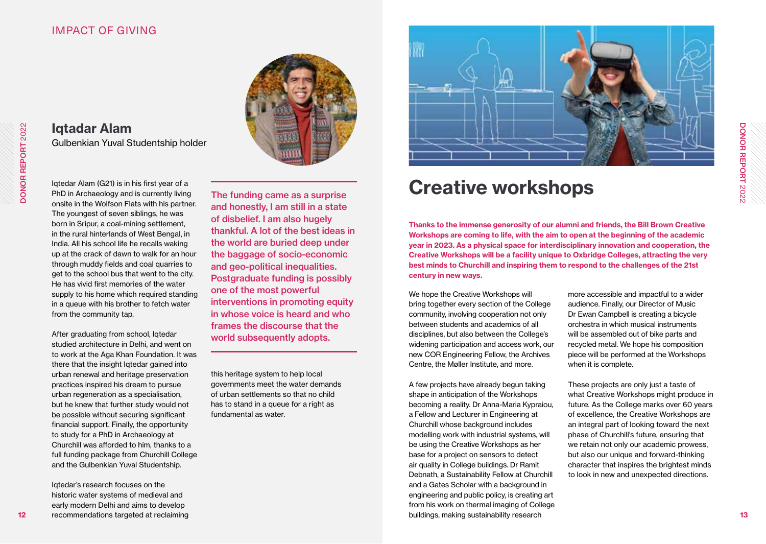IMPACT OF GIVING

## Iqtadar Alam

Gulbenkian Yuval Studentship holder

Iqtedar Alam (G21) is in his first year of a PhD in Archaeology and is currently living onsite in the Wolfson Flats with his partner. The youngest of seven siblings, he was born in Sripur, a coal-mining settlement, in the rural hinterlands of West Bengal, in India. All his school life he recalls waking up at the crack of dawn to walk for an hour through muddy fields and coal quarries to get to the school bus that went to the city. He has vivid first memories of the water supply to his home which required standing in a queue with his brother to fetch water from the community tap.

After graduating from school, Iqtedar studied architecture in Delhi, and went on to work at the Aga Khan Foundation. It was there that the insight Iqtedar gained into urban renewal and heritage preservation practices inspired his dream to pursue urban regeneration as a specialisation, but he knew that further study would not be possible without securing significant financial support. Finally, the opportunity to study for a PhD in Archaeology at Churchill was afforded to him, thanks to a full funding package from Churchill College and the Gulbenkian Yuval Studentship.

Iqtedar's research focuses on the historic water systems of medieval and early modern Delhi and aims to develop recommendations targeted at reclaiming this heritage system to help local governments meet the water demands of urban settlements so that no child has to stand in a queue for a right as fundamental as water.

> The funding came as a surprise and honestly, I am still in a state of disbelief. I am also hugely thankful. A lot of the best ideas in the world are buried deep under the baggage of socio-economic and geo-political inequalities. Postgraduate funding is possibly one of the most powerful interventions in promoting equity in whose voice is heard and who frames the discourse that the world subsequently adopts.

# Creative workshops

**Thanks to the immense generosity of our alumni and friends, the Bill Brown Creative Workshops are coming to life, with the aim to open at the beginning of the academic year in 2023. As a physical space for interdisciplinary innovation and cooperation, the Creative Workshops will be a facility unique to Oxbridge Colleges, attracting the very best minds to Churchill and inspiring them to respond to the challenges of the 21st century in new ways.**

We hope the Creative Workshops will bring together every section of the College community, involving cooperation not only between students and academics of all disciplines, but also between the College's widening participation and access work, our new COR Engineering Fellow, the Archives Centre, the Møller Institute, and more.

A few projects have already begun taking shape in anticipation of the Workshops becoming a reality. Dr Anna-Maria Kypraiou, a Fellow and Lecturer in Engineering at Churchill whose background includes modelling work with industrial systems, will be using the Creative Workshops as her base for a project on sensors to detect air quality in College buildings. Dr Ramit Debnath, a Sustainability Fellow at Churchill and a Gates Scholar with a background in engineering and public policy, is creating art from his work on thermal imaging of College buildings, making sustainability research more accessible and impactful to a wider audience. Finally, our Director of Music Dr Ewan Campbell is creating a bicycle orchestra in which musical instruments will be assembled out of bike parts and recycled metal. We hope his composition piece will be performed at the Workshops when it is complete.

These projects are only just a taste of what Creative Workshops might produce in future. As the College marks over 60 years of excellence, the Creative Workshops are an integral part of looking toward the next phase of Churchill's future, ensuring that we retain not only our academic prowess, but also our unique and forward-thinking character that inspires the brightest minds to look in new and unexpected directions.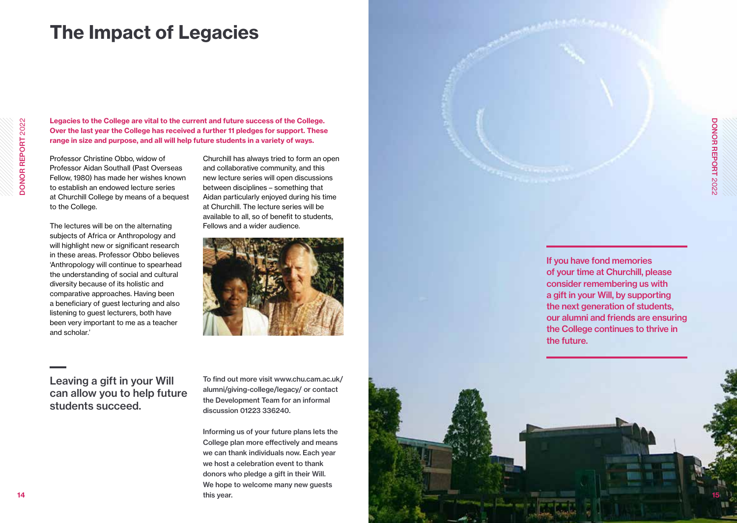# The Impact of Legacies

**Legacies to the College are vital to the current and future success of the College. Over the last year the College has received a further 11 pledges for support. These range in size and purpose, and all will help future students in a variety of ways.**

Professor Christine Obbo, widow of Professor Aidan Southall (Past Overseas Fellow, 1980) has made her wishes known to establish an endowed lecture series at Churchill College by means of a bequest to the College.

The lectures will be on the alternating subjects of Africa or Anthropology and will highlight new or significant research in these areas. Professor Obbo believes 'Anthropology will continue to spearhead the understanding of social and cultural diversity because of its holistic and comparative approaches. Having been a beneficiary of guest lecturing and also listening to guest lecturers, both have been very important to me as a teacher and scholar.'

Churchill has always tried to form an open and collaborative community, and this new lecture series will open discussions between disciplines – something that Aidan particularly enjoyed during his time at Churchill. The lecture series will be available to all, so of benefit to students, Fellows and a wider audience.

## Leaving a gift in your Will can allow you to help future students succeed.

**To find out more visit www.chu.cam.ac.uk/alumni/giving-college/legacy/ or contact the Development Team for an informal discussion 01223 336240.**

**Informing us of your future plans lets the College plan more effectively and means we can thank individuals now. Each year we host a celebration event to thank donors who pledge a gift in their Will. We hope to welcome many new guests this year.**

**If you have fond memories of your time at Churchill, please consider remembering us with a gift in your Will, by supporting the next generation of students, our alumni and friends are ensuring the College continues to thrive in the future.**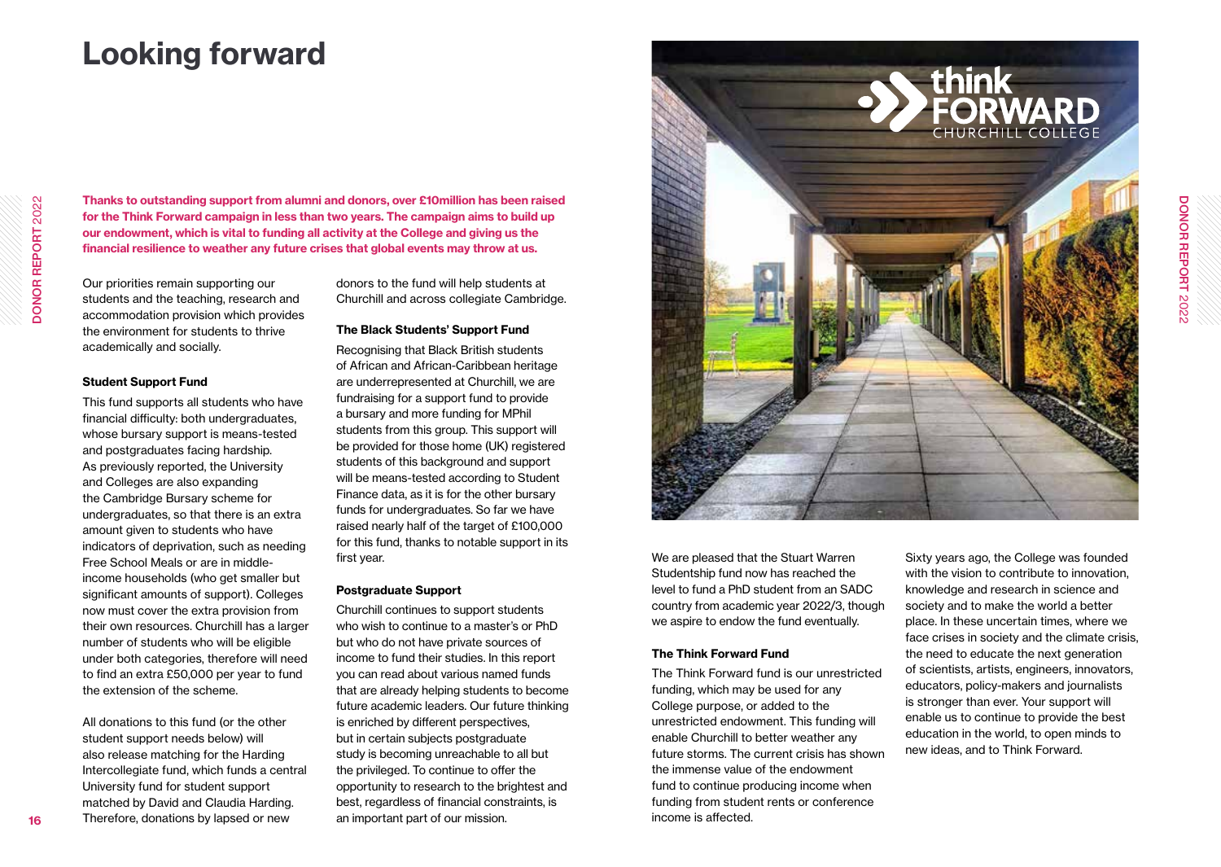# Looking forward

**Thanks to outstanding support from alumni and donors, over £10million has been raised for the Think Forward campaign in less than two years. The campaign aims to build up our endowment, which is vital to funding all activity at the College and giving us the financial resilience to weather any future crises that global events may throw at us.**

Our priorities remain supporting our students and the teaching, research and accommodation provision which provides the environment for students to thrive academically and socially.

### Student Support Fund

This fund supports all students who have financial difficulty: both undergraduates, whose bursary support is means-tested and postgraduates facing hardship. As previously reported, the University and Colleges are also expanding the Cambridge Bursary scheme for undergraduates, so that there is an extra amount given to students who have indicators of deprivation, such as needing Free School Meals or are in middle-income households (who get smaller but significant amounts of support). Colleges now must cover the extra provision from their own resources. Churchill has a larger number of students who will be eligible under both categories, therefore will need to find an extra £50,000 per year to fund the extension of the scheme.

All donations to this fund (or the other student support needs below) will also release matching for the Harding Intercollegiate fund, which funds a central University fund for student support matched by David and Claudia Harding. Therefore, donations by lapsed or new donors to the fund will help students at Churchill and across collegiate Cambridge.

### The Black Students' Support Fund

Recognising that Black British students of African and African-Caribbean heritage are underrepresented at Churchill, we are fundraising for a support fund to provide a bursary and more funding for MPhil students from this group. This support will be provided for those home (UK) registered students of this background and support will be means-tested according to Student Finance data, as it is for the other bursary funds for undergraduates. So far we have raised nearly half of the target of £100,000 for this fund, thanks to notable support in its first year.

### Postgraduate Support

Churchill continues to support students who wish to continue to a master's or PhD but who do not have private sources of income to fund their studies. In this report you can read about various named funds that are already helping students to become future academic leaders. Our future thinking is enriched by different perspectives, but in certain subjects postgraduate study is becoming unreachable to all but the privileged. To continue to offer the opportunity to research to the brightest and best, regardless of financial constraints, is an important part of our mission.

We are pleased that the Stuart Warren Studentship fund now has reached the level to fund a PhD student from an SADC country from academic year 2022/3, though we aspire to endow the fund eventually.

### The Think Forward Fund

The Think Forward fund is our unrestricted funding, which may be used for any College purpose, or added to the unrestricted endowment. This funding will enable Churchill to better weather any future storms. The current crisis has shown the immense value of the endowment fund to continue producing income when funding from student rents or conference income is affected.

Sixty years ago, the College was founded with the vision to contribute to innovation, knowledge and research in science and society and to make the world a better place. In these uncertain times, where we face crises in society and the climate crisis, the need to educate the next generation of scientists, artists, engineers, innovators, educators, policy-makers and journalists is stronger than ever. Your support will enable us to continue to provide the best education in the world, to open minds to new ideas, and to Think Forward.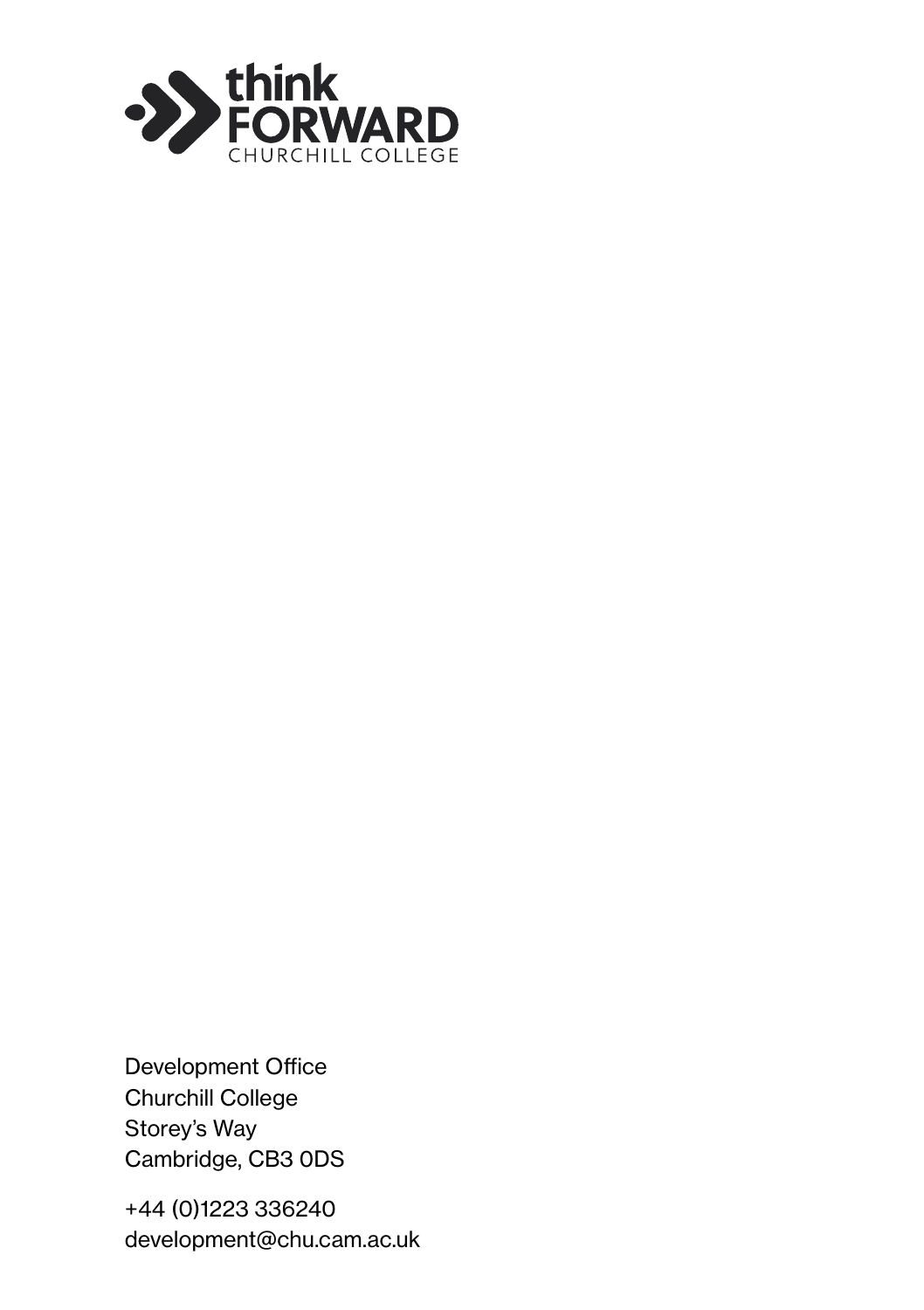think
FORWARD
CHURCHILL COLLEGE

Development Office
Churchill College
Storey's Way
Cambridge, CB3 0DS

+44 (0)1223 336240
development@chu.cam.ac.uk